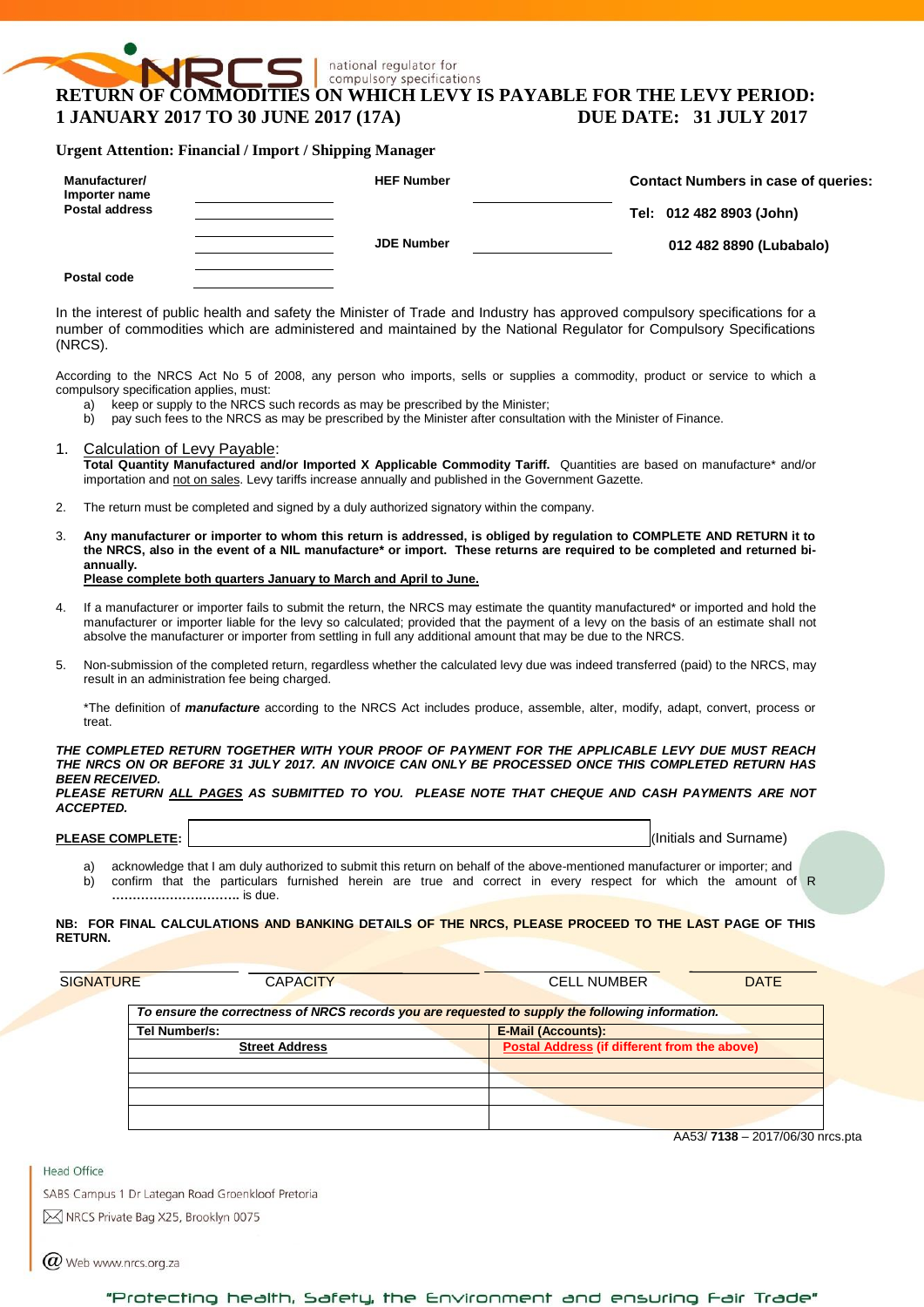# RETURN OF COMMODITIES ON WHICH LEVY IS PAYABLE FOR THE LEVY PERIOD: 1 JANUARY 2017 TO 30 JUNE 2017 (17A) DUE DATE: 31 JULY 2017

**Urgent Attention: Financial / Import / Shipping Manager**

| | | | | |
|---|---|---|---|---|
| **Manufacturer/ Importer name Postal address** | ____________ | **HEF Number** | ____________ | **Contact Numbers in case of queries:** |
| | ____________ | | | **Tel: 012 482 8903 (John)** |
| | ____________ | **JDE Number** | ____________ | **012 482 8890 (Lubabalo)** |
| **Postal code** | ____________ | | | |

In the interest of public health and safety the Minister of Trade and Industry has approved compulsory specifications for a number of commodities which are administered and maintained by the National Regulator for Compulsory Specifications (NRCS).

According to the NRCS Act No 5 of 2008, any person who imports, sells or supplies a commodity, product or service to which a compulsory specification applies, must:

a) keep or supply to the NRCS such records as may be prescribed by the Minister;
b) pay such fees to the NRCS as may be prescribed by the Minister after consultation with the Minister of Finance.

1. Calculation of Levy Payable:
   **Total Quantity Manufactured and/or Imported X Applicable Commodity Tariff.** Quantities are based on manufacture* and/or importation and not on sales. Levy tariffs increase annually and published in the Government Gazette.

2. The return must be completed and signed by a duly authorized signatory within the company.

3. **Any manufacturer or importer to whom this return is addressed, is obliged by regulation to COMPLETE AND RETURN it to the NRCS, also in the event of a NIL manufacture* or import. These returns are required to be completed and returned bi-annually.**
   **Please complete both quarters January to March and April to June.**

4. If a manufacturer or importer fails to submit the return, the NRCS may estimate the quantity manufactured* or imported and hold the manufacturer or importer liable for the levy so calculated; provided that the payment of a levy on the basis of an estimate shall not absolve the manufacturer or importer from settling in full any additional amount that may be due to the NRCS.

5. Non-submission of the completed return, regardless whether the calculated levy due was indeed transferred (paid) to the NRCS, may result in an administration fee being charged.

   *The definition of ***manufacture*** according to the NRCS Act includes produce, assemble, alter, modify, adapt, convert, process or treat.

***THE COMPLETED RETURN TOGETHER WITH YOUR PROOF OF PAYMENT FOR THE APPLICABLE LEVY DUE MUST REACH THE NRCS ON OR BEFORE 31 JULY 2017. AN INVOICE CAN ONLY BE PROCESSED ONCE THIS COMPLETED RETURN HAS BEEN RECEIVED.***
***PLEASE RETURN ALL PAGES AS SUBMITTED TO YOU. PLEASE NOTE THAT CHEQUE AND CASH PAYMENTS ARE NOT ACCEPTED.***

**PLEASE COMPLETE:** ______________________________ (Initials and Surname)

a) acknowledge that I am duly authorized to submit this return on behalf of the above-mentioned manufacturer or importer; and
b) confirm that the particulars furnished herein are true and correct in every respect for which the amount of R ………………………….. is due.

**NB: FOR FINAL CALCULATIONS AND BANKING DETAILS OF THE NRCS, PLEASE PROCEED TO THE LAST PAGE OF THIS RETURN.**

| SIGNATURE | CAPACITY | CELL NUMBER | DATE |
|---|---|---|---|
| | | | |

| *To ensure the correctness of NRCS records you are requested to supply the following information.* | |
|---|---|
| **Tel Number/s:** | **E-Mail (Accounts):** |
| **Street Address** | **Postal Address (if different from the above)** |
| | |
| | |
| | |
| | |

AA53/ **7138** – 2017/06/30 nrcs.pta

Head Office
SABS Campus 1 Dr Lategan Road Groenkloof Pretoria
NRCS Private Bag X25, Brooklyn 0075
Web www.nrcs.org.za

"Protecting health, Safety, the Environment and ensuring Fair Trade"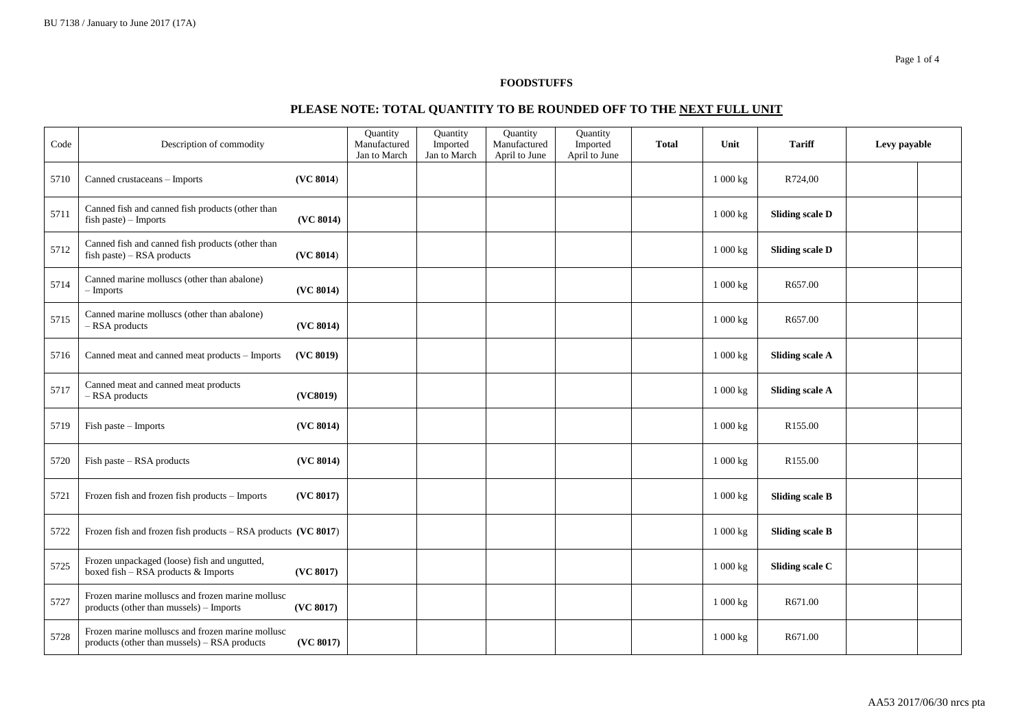**FOODSTUFFS**

**PLEASE NOTE: TOTAL QUANTITY TO BE ROUNDED OFF TO THE NEXT FULL UNIT**

| Code | Description of commodity | Quantity Manufactured Jan to March | Quantity Imported Jan to March | Quantity Manufactured April to June | Quantity Imported April to June | **Total** | Unit | **Tariff** | **Levy payable** | |
|---|---|---|---|---|---|---|---|---|---|---|
| 5710 | Canned crustaceans – Imports **(VC 8014)** | | | | | | 1 000 kg | R724,00 | | |
| 5711 | Canned fish and canned fish products (other than fish paste) – Imports **(VC 8014)** | | | | | | 1 000 kg | **Sliding scale D** | | |
| 5712 | Canned fish and canned fish products (other than fish paste) – RSA products **(VC 8014)** | | | | | | 1 000 kg | **Sliding scale D** | | |
| 5714 | Canned marine molluscs (other than abalone) – Imports **(VC 8014)** | | | | | | 1 000 kg | R657.00 | | |
| 5715 | Canned marine molluscs (other than abalone) – RSA products **(VC 8014)** | | | | | | 1 000 kg | R657.00 | | |
| 5716 | Canned meat and canned meat products – Imports **(VC 8019)** | | | | | | 1 000 kg | **Sliding scale A** | | |
| 5717 | Canned meat and canned meat products – RSA products **(VC8019)** | | | | | | 1 000 kg | **Sliding scale A** | | |
| 5719 | Fish paste – Imports **(VC 8014)** | | | | | | 1 000 kg | R155.00 | | |
| 5720 | Fish paste – RSA products **(VC 8014)** | | | | | | 1 000 kg | R155.00 | | |
| 5721 | Frozen fish and frozen fish products – Imports **(VC 8017)** | | | | | | 1 000 kg | **Sliding scale B** | | |
| 5722 | Frozen fish and frozen fish products – RSA products **(VC 8017)** | | | | | | 1 000 kg | **Sliding scale B** | | |
| 5725 | Frozen unpackaged (loose) fish and ungutted, boxed fish – RSA products & Imports **(VC 8017)** | | | | | | 1 000 kg | **Sliding scale C** | | |
| 5727 | Frozen marine molluscs and frozen marine mollusc products (other than mussels) – Imports **(VC 8017)** | | | | | | 1 000 kg | R671.00 | | |
| 5728 | Frozen marine molluscs and frozen marine mollusc products (other than mussels) – RSA products **(VC 8017)** | | | | | | 1 000 kg | R671.00 | | |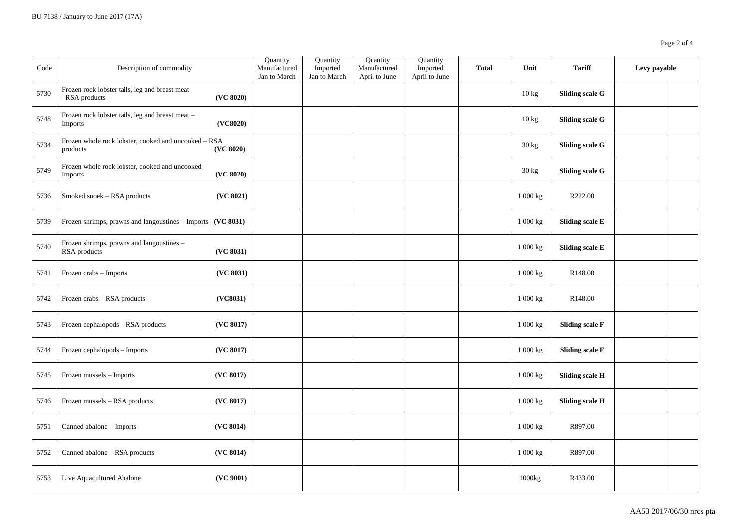| Code | Description of commodity | Quantity Manufactured Jan to March | Quantity Imported Jan to March | Quantity Manufactured April to June | Quantity Imported April to June | Total | Unit | Tariff | Levy payable | |
|---|---|---|---|---|---|---|---|---|---|---|
| 5730 | Frozen rock lobster tails, leg and breast meat –RSA products **(VC 8020)** | | | | | | 10 kg | **Sliding scale G** | | |
| 5748 | Frozen rock lobster tails, leg and breast meat – Imports **(VC8020)** | | | | | | 10 kg | **Sliding scale G** | | |
| 5734 | Frozen whole rock lobster, cooked and uncooked – RSA products **(VC 8020)** | | | | | | 30 kg | **Sliding scale G** | | |
| 5749 | Frozen whole rock lobster, cooked and uncooked – Imports **(VC 8020)** | | | | | | 30 kg | **Sliding scale G** | | |
| 5736 | Smoked snoek – RSA products **(VC 8021)** | | | | | | 1 000 kg | R222.00 | | |
| 5739 | Frozen shrimps, prawns and langoustines – Imports **(VC 8031)** | | | | | | 1 000 kg | **Sliding scale E** | | |
| 5740 | Frozen shrimps, prawns and langoustines – RSA products **(VC 8031)** | | | | | | 1 000 kg | **Sliding scale E** | | |
| 5741 | Frozen crabs – Imports **(VC 8031)** | | | | | | 1 000 kg | R148.00 | | |
| 5742 | Frozen crabs – RSA products **(VC8031)** | | | | | | 1 000 kg | R148.00 | | |
| 5743 | Frozen cephalopods – RSA products **(VC 8017)** | | | | | | 1 000 kg | **Sliding scale F** | | |
| 5744 | Frozen cephalopods – Imports **(VC 8017)** | | | | | | 1 000 kg | **Sliding scale F** | | |
| 5745 | Frozen mussels – Imports **(VC 8017)** | | | | | | 1 000 kg | **Sliding scale H** | | |
| 5746 | Frozen mussels – RSA products **(VC 8017)** | | | | | | 1 000 kg | **Sliding scale H** | | |
| 5751 | Canned abalone – Imports **(VC 8014)** | | | | | | 1 000 kg | R897.00 | | |
| 5752 | Canned abalone – RSA products **(VC 8014)** | | | | | | 1 000 kg | R897.00 | | |
| 5753 | Live Aquacultured Abalone **(VC 9001)** | | | | | | 1000kg | R433.00 | | |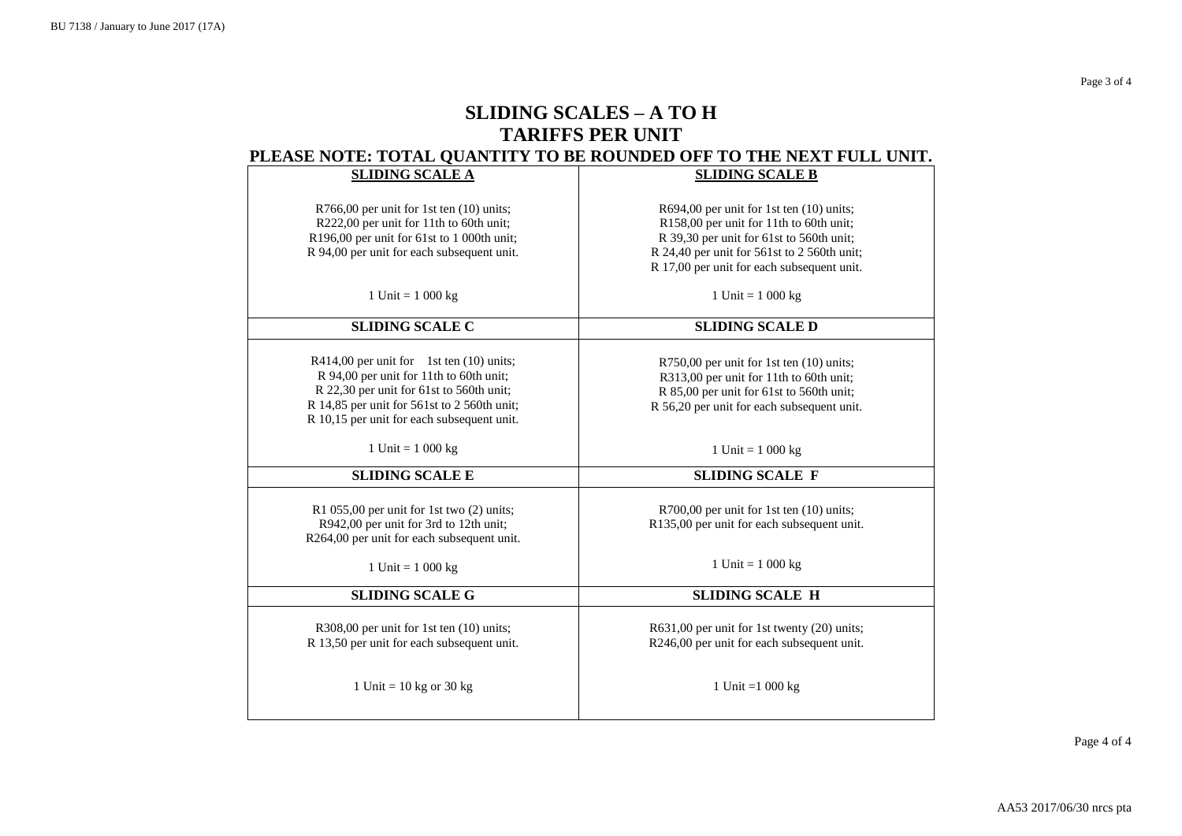# SLIDING SCALES – A TO H

## TARIFFS PER UNIT

### PLEASE NOTE: TOTAL QUANTITY TO BE ROUNDED OFF TO THE NEXT FULL UNIT.

| **SLIDING SCALE A** | **SLIDING SCALE B** |
|---|---|
| R766,00 per unit for 1st ten (10) units;<br>R222,00 per unit for 11th to 60th unit;<br>R196,00 per unit for 61st to 1 000th unit;<br>R 94,00 per unit for each subsequent unit.<br><br>1 Unit = 1 000 kg | R694,00 per unit for 1st ten (10) units;<br>R158,00 per unit for 11th to 60th unit;<br>R 39,30 per unit for 61st to 560th unit;<br>R 24,40 per unit for 561st to 2 560th unit;<br>R 17,00 per unit for each subsequent unit.<br><br>1 Unit = 1 000 kg |
| **SLIDING SCALE C** | **SLIDING SCALE D** |
| R414,00 per unit for 1st ten (10) units;<br>R 94,00 per unit for 11th to 60th unit;<br>R 22,30 per unit for 61st to 560th unit;<br>R 14,85 per unit for 561st to 2 560th unit;<br>R 10,15 per unit for each subsequent unit.<br><br>1 Unit = 1 000 kg | R750,00 per unit for 1st ten (10) units;<br>R313,00 per unit for 11th to 60th unit;<br>R 85,00 per unit for 61st to 560th unit;<br>R 56,20 per unit for each subsequent unit.<br><br>1 Unit = 1 000 kg |
| **SLIDING SCALE E** | **SLIDING SCALE F** |
| R1 055,00 per unit for 1st two (2) units;<br>R942,00 per unit for 3rd to 12th unit;<br>R264,00 per unit for each subsequent unit.<br><br>1 Unit = 1 000 kg | R700,00 per unit for 1st ten (10) units;<br>R135,00 per unit for each subsequent unit.<br><br>1 Unit = 1 000 kg |
| **SLIDING SCALE G** | **SLIDING SCALE H** |
| R308,00 per unit for 1st ten (10) units;<br>R 13,50 per unit for each subsequent unit.<br><br>1 Unit = 10 kg or 30 kg | R631,00 per unit for 1st twenty (20) units;<br>R246,00 per unit for each subsequent unit.<br><br>1 Unit =1 000 kg |

AA53 2017/06/30 nrcs pta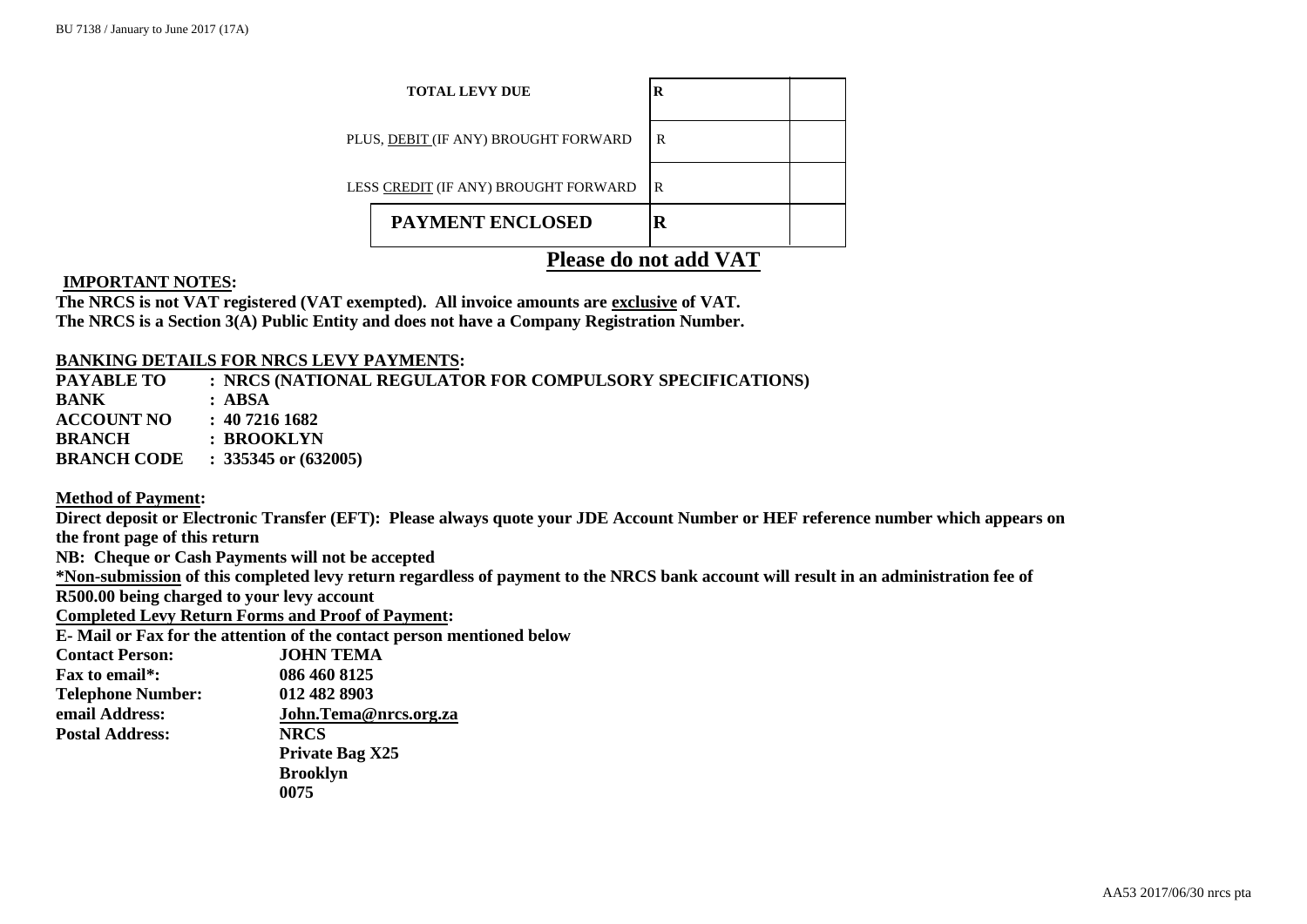BU 7138 / January to June 2017 (17A)

| | | |
|---|---|---|
| **TOTAL LEVY DUE** | **R** | |
| PLUS, DEBIT (IF ANY) BROUGHT FORWARD | R | |
| LESS CREDIT (IF ANY) BROUGHT FORWARD | R | |
| **PAYMENT ENCLOSED** | **R** | |

**Please do not add VAT**

**IMPORTANT NOTES:**

**The NRCS is not VAT registered (VAT exempted). All invoice amounts are exclusive of VAT.**
**The NRCS is a Section 3(A) Public Entity and does not have a Company Registration Number.**

**BANKING DETAILS FOR NRCS LEVY PAYMENTS:**

**PAYABLE TO : NRCS (NATIONAL REGULATOR FOR COMPULSORY SPECIFICATIONS)**
**BANK : ABSA**
**ACCOUNT NO : 40 7216 1682**
**BRANCH : BROOKLYN**
**BRANCH CODE : 335345 or (632005)**

**Method of Payment:**

**Direct deposit or Electronic Transfer (EFT): Please always quote your JDE Account Number or HEF reference number which appears on the front page of this return**

**NB: Cheque or Cash Payments will not be accepted**

**\*Non-submission of this completed levy return regardless of payment to the NRCS bank account will result in an administration fee of R500.00 being charged to your levy account**

**Completed Levy Return Forms and Proof of Payment:**

**E- Mail or Fax for the attention of the contact person mentioned below**

**Contact Person:** **JOHN TEMA**
**Fax to email\*:** **086 460 8125**
**Telephone Number:** **012 482 8903**
**email Address:** **John.Tema@nrcs.org.za**
**Postal Address:** **NRCS**
**Private Bag X25**
**Brooklyn**
**0075**

AA53 2017/06/30 nrcs pta